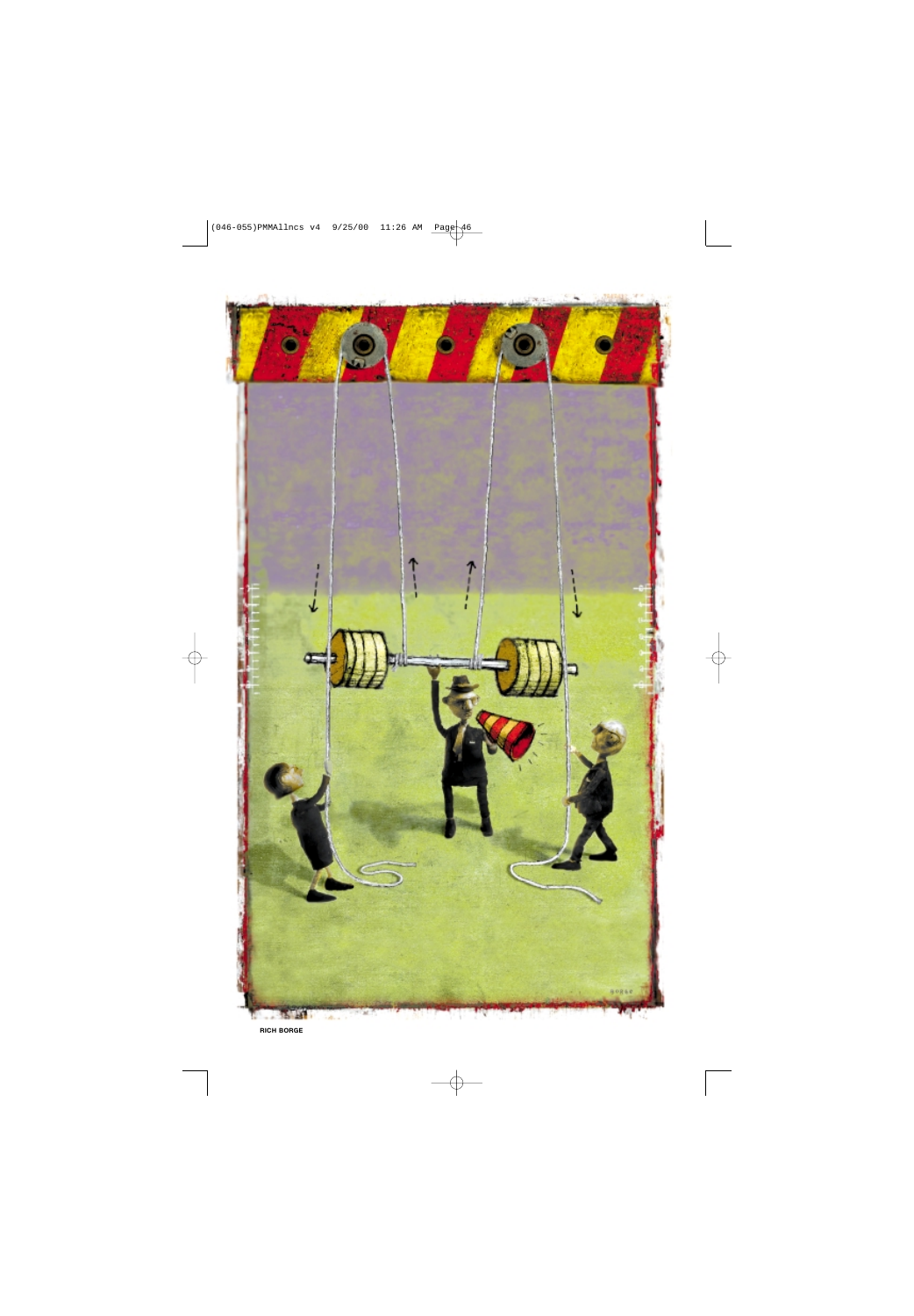RICH BORGE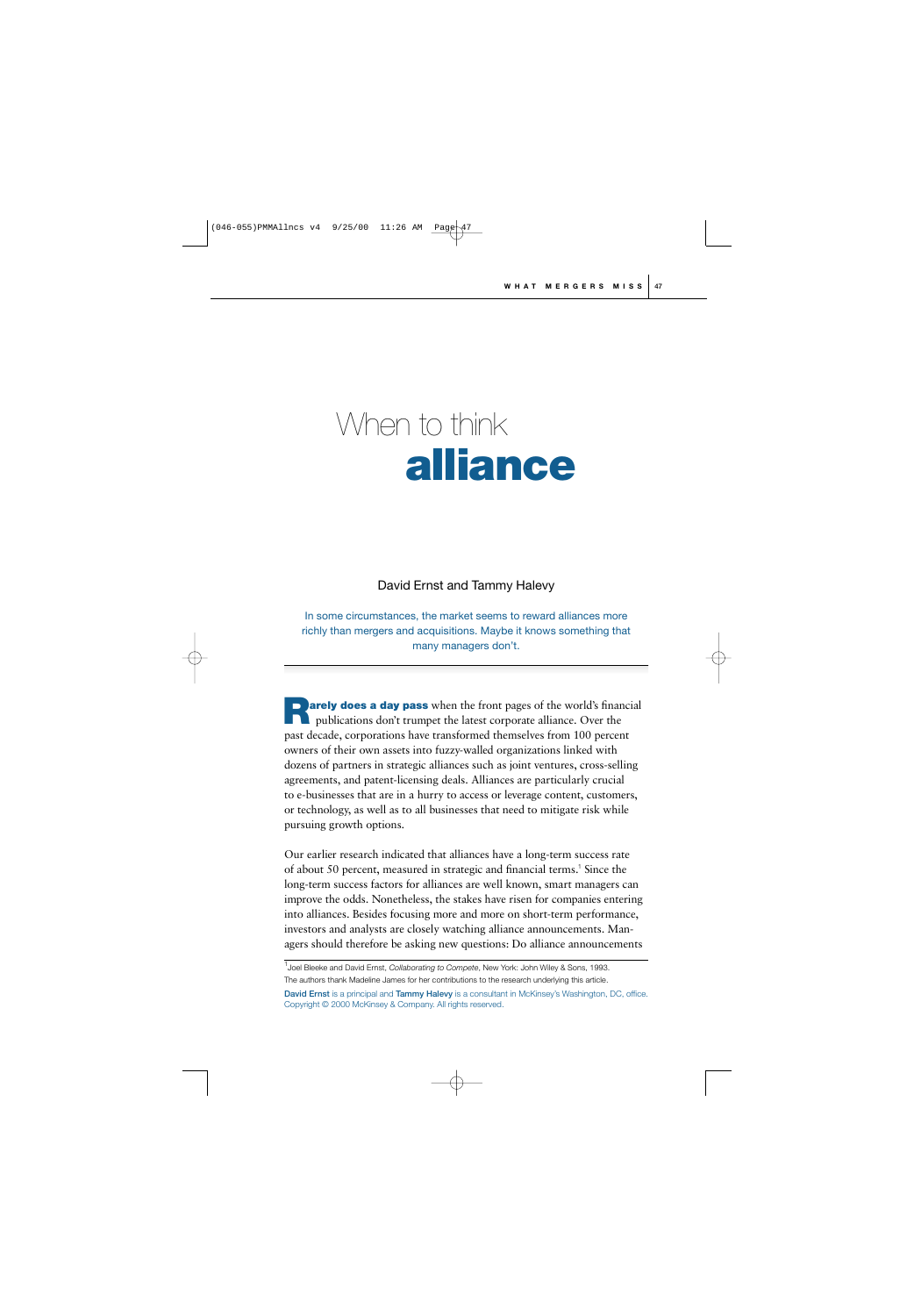# When to think **alliance**

David Ernst and Tammy Halevy

In some circumstances, the market seems to reward alliances more richly than mergers and acquisitions. Maybe it knows something that many managers don't.

**Rarely does a day pass** when the front pages of the world's financial publications don't trumpet the latest corporate alliance. Over the past decade, corporations have transformed themselves from 100 percent owners of their own assets into fuzzy-walled organizations linked with dozens of partners in strategic alliances such as joint ventures, cross-selling agreements, and patent-licensing deals. Alliances are particularly crucial to e-businesses that are in a hurry to access or leverage content, customers, or technology, as well as to all businesses that need to mitigate risk while pursuing growth options.

Our earlier research indicated that alliances have a long-term success rate of about 50 percent, measured in strategic and financial terms.[1] Since the long-term success factors for alliances are well known, smart managers can improve the odds. Nonetheless, the stakes have risen for companies entering into alliances. Besides focusing more and more on short-term performance, investors and analysts are closely watching alliance announcements. Managers should therefore be asking new questions: Do alliance announcements

[1] Joel Bleeke and David Ernst, *Collaborating to Compete*, New York: John Wiley & Sons, 1993.

The authors thank Madeline James for her contributions to the research underlying this article.

David Ernst is a principal and Tammy Halevy is a consultant in McKinsey's Washington, DC, office. Copyright © 2000 McKinsey & Company. All rights reserved.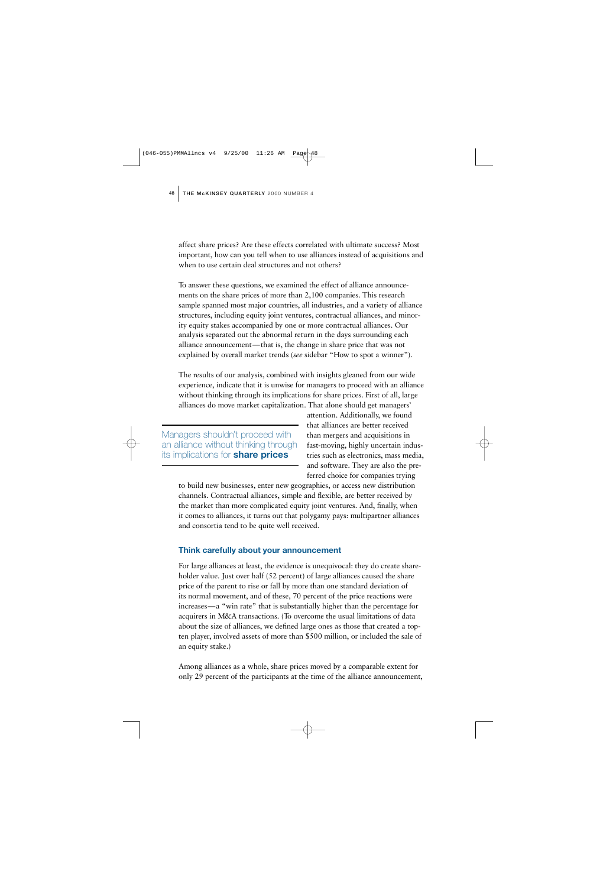affect share prices? Are these effects correlated with ultimate success? Most important, how can you tell when to use alliances instead of acquisitions and when to use certain deal structures and not others?

To answer these questions, we examined the effect of alliance announcements on the share prices of more than 2,100 companies. This research sample spanned most major countries, all industries, and a variety of alliance structures, including equity joint ventures, contractual alliances, and minority equity stakes accompanied by one or more contractual alliances. Our analysis separated out the abnormal return in the days surrounding each alliance announcement—that is, the change in share price that was not explained by overall market trends (*see* sidebar "How to spot a winner").

The results of our analysis, combined with insights gleaned from our wide experience, indicate that it is unwise for managers to proceed with an alliance without thinking through its implications for share prices. First of all, large alliances do move market capitalization. That alone should get managers' attention. Additionally, we found that alliances are better received than mergers and acquisitions in fast-moving, highly uncertain industries such as electronics, mass media, and software. They are also the preferred choice for companies trying to build new businesses, enter new geographies, or access new distribution channels. Contractual alliances, simple and flexible, are better received by the market than more complicated equity joint ventures. And, finally, when it comes to alliances, it turns out that polygamy pays: multipartner alliances and consortia tend to be quite well received.

> Managers shouldn't proceed with an alliance without thinking through its implications for **share prices**

### Think carefully about your announcement

For large alliances at least, the evidence is unequivocal: they do create shareholder value. Just over half (52 percent) of large alliances caused the share price of the parent to rise or fall by more than one standard deviation of its normal movement, and of these, 70 percent of the price reactions were increases—a "win rate" that is substantially higher than the percentage for acquirers in M&A transactions. (To overcome the usual limitations of data about the size of alliances, we defined large ones as those that created a top-ten player, involved assets of more than $500 million, or included the sale of an equity stake.)

Among alliances as a whole, share prices moved by a comparable extent for only 29 percent of the participants at the time of the alliance announcement,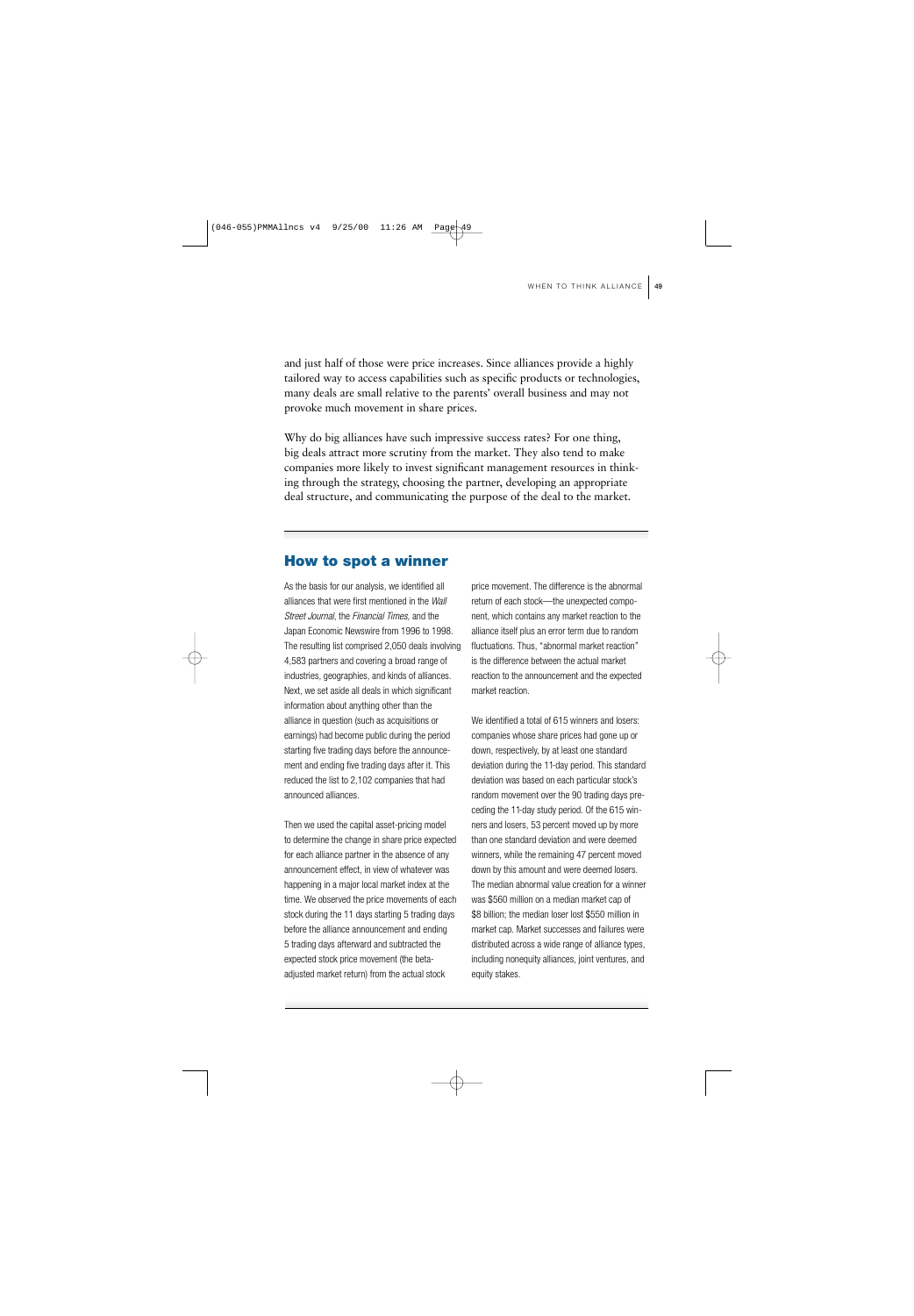and just half of those were price increases. Since alliances provide a highly tailored way to access capabilities such as specific products or technologies, many deals are small relative to the parents' overall business and may not provoke much movement in share prices.

Why do big alliances have such impressive success rates? For one thing, big deals attract more scrutiny from the market. They also tend to make companies more likely to invest significant management resources in thinking through the strategy, choosing the partner, developing an appropriate deal structure, and communicating the purpose of the deal to the market.

## How to spot a winner

As the basis for our analysis, we identified all alliances that were first mentioned in the *Wall Street Journal*, the *Financial Times*, and the Japan Economic Newswire from 1996 to 1998. The resulting list comprised 2,050 deals involving 4,583 partners and covering a broad range of industries, geographies, and kinds of alliances. Next, we set aside all deals in which significant information about anything other than the alliance in question (such as acquisitions or earnings) had become public during the period starting five trading days before the announcement and ending five trading days after it. This reduced the list to 2,102 companies that had announced alliances.

Then we used the capital asset-pricing model to determine the change in share price expected for each alliance partner in the absence of any announcement effect, in view of whatever was happening in a major local market index at the time. We observed the price movements of each stock during the 11 days starting 5 trading days before the alliance announcement and ending 5 trading days afterward and subtracted the expected stock price movement (the beta-adjusted market return) from the actual stock price movement. The difference is the abnormal return of each stock—the unexpected component, which contains any market reaction to the alliance itself plus an error term due to random fluctuations. Thus, "abnormal market reaction" is the difference between the actual market reaction to the announcement and the expected market reaction.

We identified a total of 615 winners and losers: companies whose share prices had gone up or down, respectively, by at least one standard deviation during the 11-day period. This standard deviation was based on each particular stock's random movement over the 90 trading days preceding the 11-day study period. Of the 615 winners and losers, 53 percent moved up by more than one standard deviation and were deemed winners, while the remaining 47 percent moved down by this amount and were deemed losers. The median abnormal value creation for a winner was $560 million on a median market cap of $8 billion; the median loser lost $550 million in market cap. Market successes and failures were distributed across a wide range of alliance types, including nonequity alliances, joint ventures, and equity stakes.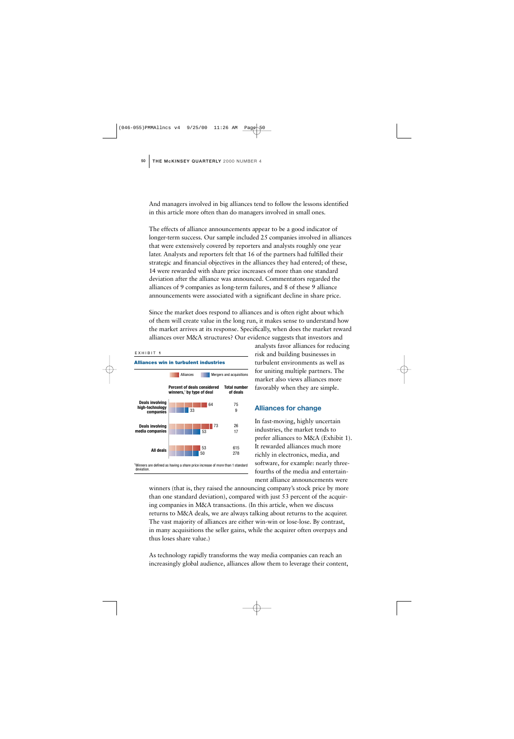And managers involved in big alliances tend to follow the lessons identified in this article more often than do managers involved in small ones.

The effects of alliance announcements appear to be a good indicator of longer-term success. Our sample included 25 companies involved in alliances that were extensively covered by reporters and analysts roughly one year later. Analysts and reporters felt that 16 of the partners had fulfilled their strategic and financial objectives in the alliances they had entered; of these, 14 were rewarded with share price increases of more than one standard deviation after the alliance was announced. Commentators regarded the alliances of 9 companies as long-term failures, and 8 of these 9 alliance announcements were associated with a significant decline in share price.

Since the market does respond to alliances and is often right about which of them will create value in the long run, it makes sense to understand how the market arrives at its response. Specifically, when does the market reward alliances over M&A structures? Our evidence suggests that investors and analysts favor alliances for reducing risk and building businesses in turbulent environments as well as for uniting multiple partners. The market also views alliances more favorably when they are simple.

EXHIBIT 1

**Alliances win in turbulent industries**

| | Type of deal | Percent of deals considered winners,[1] by type of deal | Total number of deals |
|---|---|---|---|
| Deals involving high-technology companies | Alliances | 64 | 75 |
| | Mergers and acquisitions | 33 | 9 |
| Deals involving media companies | Alliances | 73 | 26 |
| | Mergers and acquisitions | 53 | 17 |
| All deals | Alliances | 53 | 615 |
| | Mergers and acquisitions | 50 | 278 |

[1]Winners are defined as having a share price increase of more than 1 standard deviation.

## Alliances for change

In fast-moving, highly uncertain industries, the market tends to prefer alliances to M&A (Exhibit 1). It rewarded alliances much more richly in electronics, media, and software, for example: nearly three-fourths of the media and entertainment alliance announcements were winners (that is, they raised the announcing company's stock price by more than one standard deviation), compared with just 53 percent of the acquiring companies in M&A transactions. (In this article, when we discuss returns to M&A deals, we are always talking about returns to the acquirer. The vast majority of alliances are either win-win or lose-lose. By contrast, in many acquisitions the seller gains, while the acquirer often overpays and thus loses share value.)

As technology rapidly transforms the way media companies can reach an increasingly global audience, alliances allow them to leverage their content,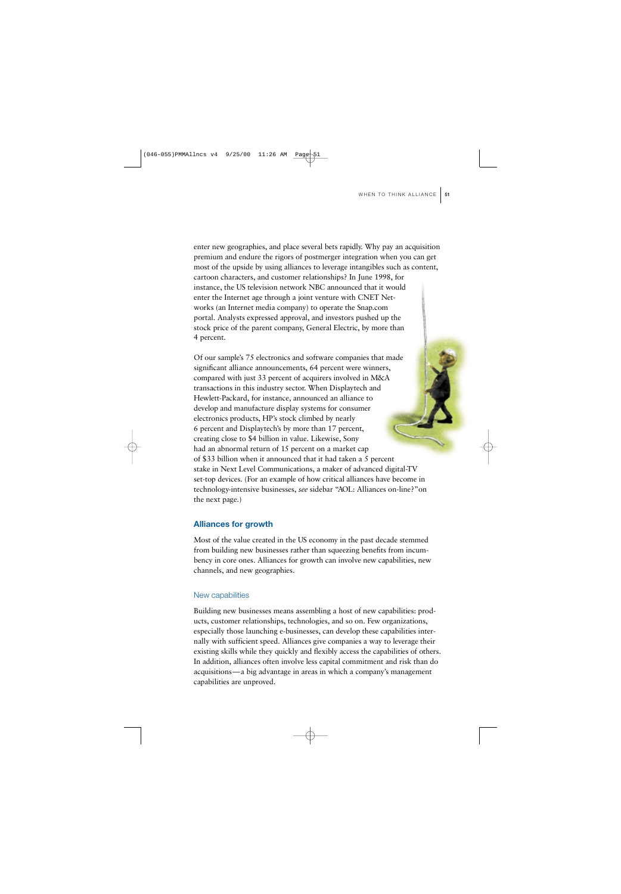enter new geographies, and place several bets rapidly. Why pay an acquisition premium and endure the rigors of postmerger integration when you can get most of the upside by using alliances to leverage intangibles such as content, cartoon characters, and customer relationships? In June 1998, for instance, the US television network NBC announced that it would enter the Internet age through a joint venture with CNET Networks (an Internet media company) to operate the Snap.com portal. Analysts expressed approval, and investors pushed up the stock price of the parent company, General Electric, by more than 4 percent.

Of our sample's 75 electronics and software companies that made significant alliance announcements, 64 percent were winners, compared with just 33 percent of acquirers involved in M&A transactions in this industry sector. When Displaytech and Hewlett-Packard, for instance, announced an alliance to develop and manufacture display systems for consumer electronics products, HP's stock climbed by nearly 6 percent and Displaytech's by more than 17 percent, creating close to $4 billion in value. Likewise, Sony had an abnormal return of 15 percent on a market cap of $33 billion when it announced that it had taken a 5 percent stake in Next Level Communications, a maker of advanced digital-TV set-top devices. (For an example of how critical alliances have become in technology-intensive businesses, *see* sidebar "AOL: Alliances on-line?" on the next page.)

## Alliances for growth

Most of the value created in the US economy in the past decade stemmed from building new businesses rather than squeezing benefits from incumbency in core ones. Alliances for growth can involve new capabilities, new channels, and new geographies.

### New capabilities

Building new businesses means assembling a host of new capabilities: products, customer relationships, technologies, and so on. Few organizations, especially those launching e-businesses, can develop these capabilities internally with sufficient speed. Alliances give companies a way to leverage their existing skills while they quickly and flexibly access the capabilities of others. In addition, alliances often involve less capital commitment and risk than do acquisitions—a big advantage in areas in which a company's management capabilities are unproved.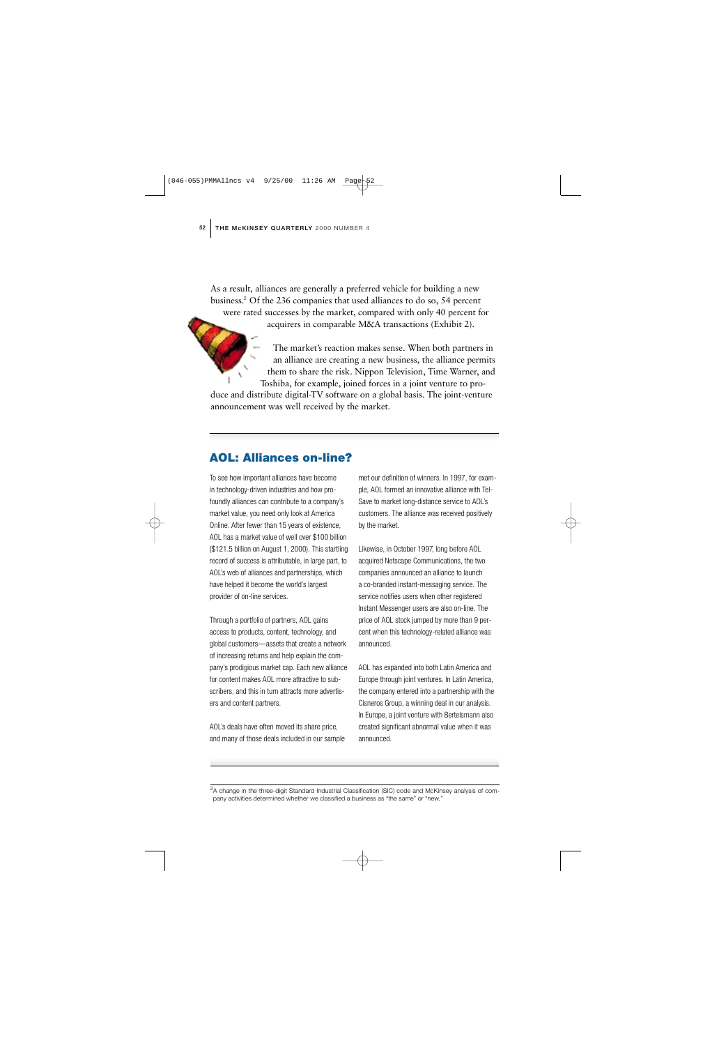As a result, alliances are generally a preferred vehicle for building a new business.[2] Of the 236 companies that used alliances to do so, 54 percent were rated successes by the market, compared with only 40 percent for acquirers in comparable M&A transactions (Exhibit 2).

The market's reaction makes sense. When both partners in an alliance are creating a new business, the alliance permits them to share the risk. Nippon Television, Time Warner, and Toshiba, for example, joined forces in a joint venture to produce and distribute digital-TV software on a global basis. The joint-venture announcement was well received by the market.

## AOL: Alliances on-line?

To see how important alliances have become in technology-driven industries and how profoundly alliances can contribute to a company's market value, you need only look at America Online. After fewer than 15 years of existence, AOL has a market value of well over $100 billion ($121.5 billion on August 1, 2000). This startling record of success is attributable, in large part, to AOL's web of alliances and partnerships, which have helped it become the world's largest provider of on-line services.

Through a portfolio of partners, AOL gains access to products, content, technology, and global customers—assets that create a network of increasing returns and help explain the company's prodigious market cap. Each new alliance for content makes AOL more attractive to subscribers, and this in turn attracts more advertisers and content partners.

AOL's deals have often moved its share price, and many of those deals included in our sample met our definition of winners. In 1997, for example, AOL formed an innovative alliance with Tel-Save to market long-distance service to AOL's customers. The alliance was received positively by the market.

Likewise, in October 1997, long before AOL acquired Netscape Communications, the two companies announced an alliance to launch a co-branded instant-messaging service. The service notifies users when other registered Instant Messenger users are also on-line. The price of AOL stock jumped by more than 9 percent when this technology-related alliance was announced.

AOL has expanded into both Latin America and Europe through joint ventures. In Latin America, the company entered into a partnership with the Cisneros Group, a winning deal in our analysis. In Europe, a joint venture with Bertelsmann also created significant abnormal value when it was announced.

[2] A change in the three-digit Standard Industrial Classification (SIC) code and McKinsey analysis of company activities determined whether we classified a business as "the same" or "new."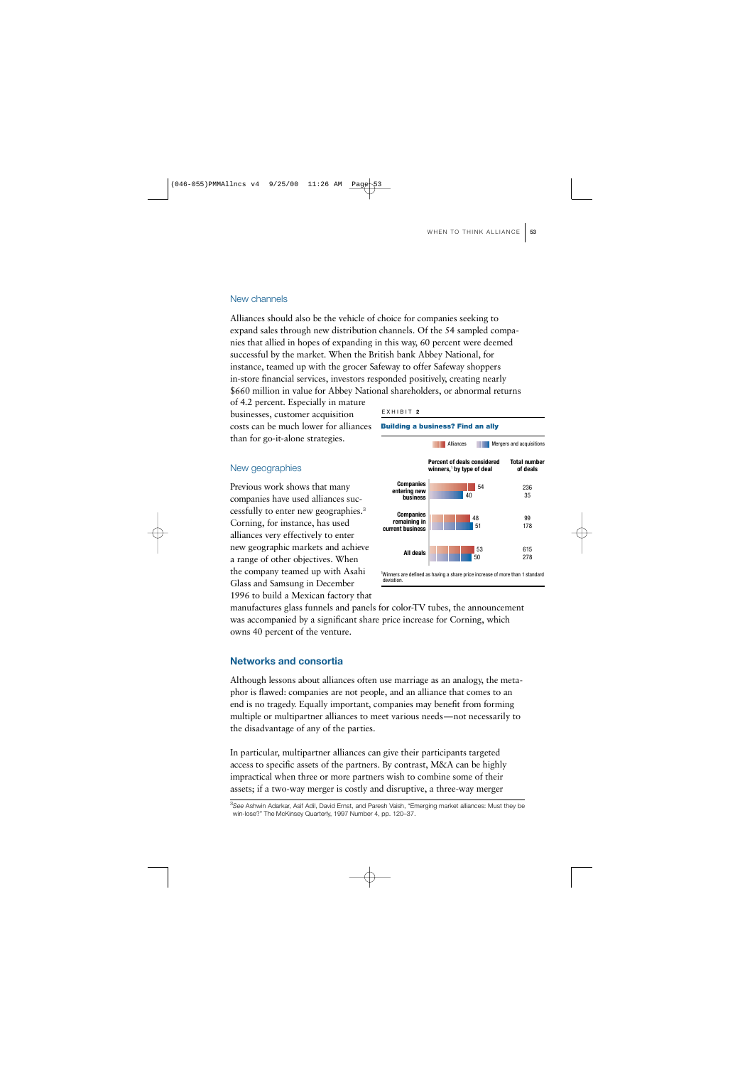## New channels

Alliances should also be the vehicle of choice for companies seeking to expand sales through new distribution channels. Of the 54 sampled companies that allied in hopes of expanding in this way, 60 percent were deemed successful by the market. When the British bank Abbey National, for instance, teamed up with the grocer Safeway to offer Safeway shoppers in-store financial services, investors responded positively, creating nearly $660 million in value for Abbey National shareholders, or abnormal returns of 4.2 percent. Especially in mature businesses, customer acquisition costs can be much lower for alliances than for go-it-alone strategies.

EXHIBIT 2

**Building a business? Find an ally**

| | Percent of deals considered winners,[1] by type of deal — Alliances | Percent of deals considered winners,[1] by type of deal — Mergers and acquisitions | Total number of deals — Alliances | Total number of deals — Mergers and acquisitions |
|---|---|---|---|---|
| Companies entering new business | 54 | 40 | 236 | 35 |
| Companies remaining in current business | 48 | 51 | 99 | 178 |
| All deals | 53 | 50 | 615 | 278 |

[1]Winners are defined as having a share price increase of more than 1 standard deviation.

## New geographies

Previous work shows that many companies have used alliances successfully to enter new geographies.[3] Corning, for instance, has used alliances very effectively to enter new geographic markets and achieve a range of other objectives. When the company teamed up with Asahi Glass and Samsung in December 1996 to build a Mexican factory that manufactures glass funnels and panels for color-TV tubes, the announcement was accompanied by a significant share price increase for Corning, which owns 40 percent of the venture.

## Networks and consortia

Although lessons about alliances often use marriage as an analogy, the metaphor is flawed: companies are not people, and an alliance that comes to an end is no tragedy. Equally important, companies may benefit from forming multiple or multipartner alliances to meet various needs—not necessarily to the disadvantage of any of the parties.

In particular, multipartner alliances can give their participants targeted access to specific assets of the partners. By contrast, M&A can be highly impractical when three or more partners wish to combine some of their assets; if a two-way merger is costly and disruptive, a three-way merger

[3]See Ashwin Adarkar, Asif Adil, David Ernst, and Paresh Vaish, "Emerging market alliances: Must they be win-lose?" The McKinsey Quarterly, 1997 Number 4, pp. 120–37.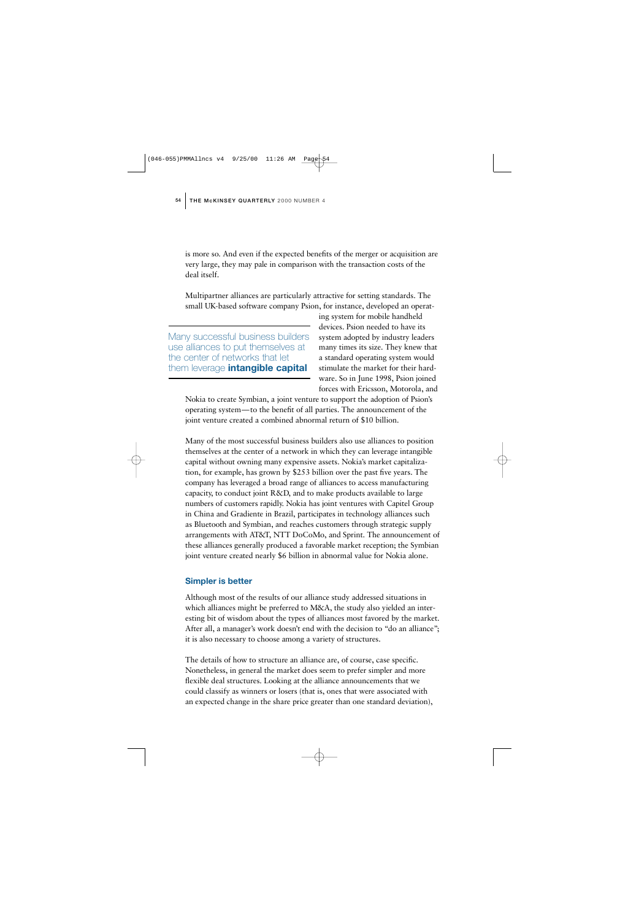is more so. And even if the expected benefits of the merger or acquisition are very large, they may pale in comparison with the transaction costs of the deal itself.

Multipartner alliances are particularly attractive for setting standards. The small UK-based software company Psion, for instance, developed an operating system for mobile handheld devices. Psion needed to have its system adopted by industry leaders many times its size. They knew that a standard operating system would stimulate the market for their hardware. So in June 1998, Psion joined forces with Ericsson, Motorola, and Nokia to create Symbian, a joint venture to support the adoption of Psion's operating system—to the benefit of all parties. The announcement of the joint venture created a combined abnormal return of $10 billion.

> Many successful business builders use alliances to put themselves at the center of networks that let them leverage **intangible capital**

Many of the most successful business builders also use alliances to position themselves at the center of a network in which they can leverage intangible capital without owning many expensive assets. Nokia's market capitalization, for example, has grown by $253 billion over the past five years. The company has leveraged a broad range of alliances to access manufacturing capacity, to conduct joint R&D, and to make products available to large numbers of customers rapidly. Nokia has joint ventures with Capitel Group in China and Gradiente in Brazil, participates in technology alliances such as Bluetooth and Symbian, and reaches customers through strategic supply arrangements with AT&T, NTT DoCoMo, and Sprint. The announcement of these alliances generally produced a favorable market reception; the Symbian joint venture created nearly $6 billion in abnormal value for Nokia alone.

### Simpler is better

Although most of the results of our alliance study addressed situations in which alliances might be preferred to M&A, the study also yielded an interesting bit of wisdom about the types of alliances most favored by the market. After all, a manager's work doesn't end with the decision to "do an alliance"; it is also necessary to choose among a variety of structures.

The details of how to structure an alliance are, of course, case specific. Nonetheless, in general the market does seem to prefer simpler and more flexible deal structures. Looking at the alliance announcements that we could classify as winners or losers (that is, ones that were associated with an expected change in the share price greater than one standard deviation),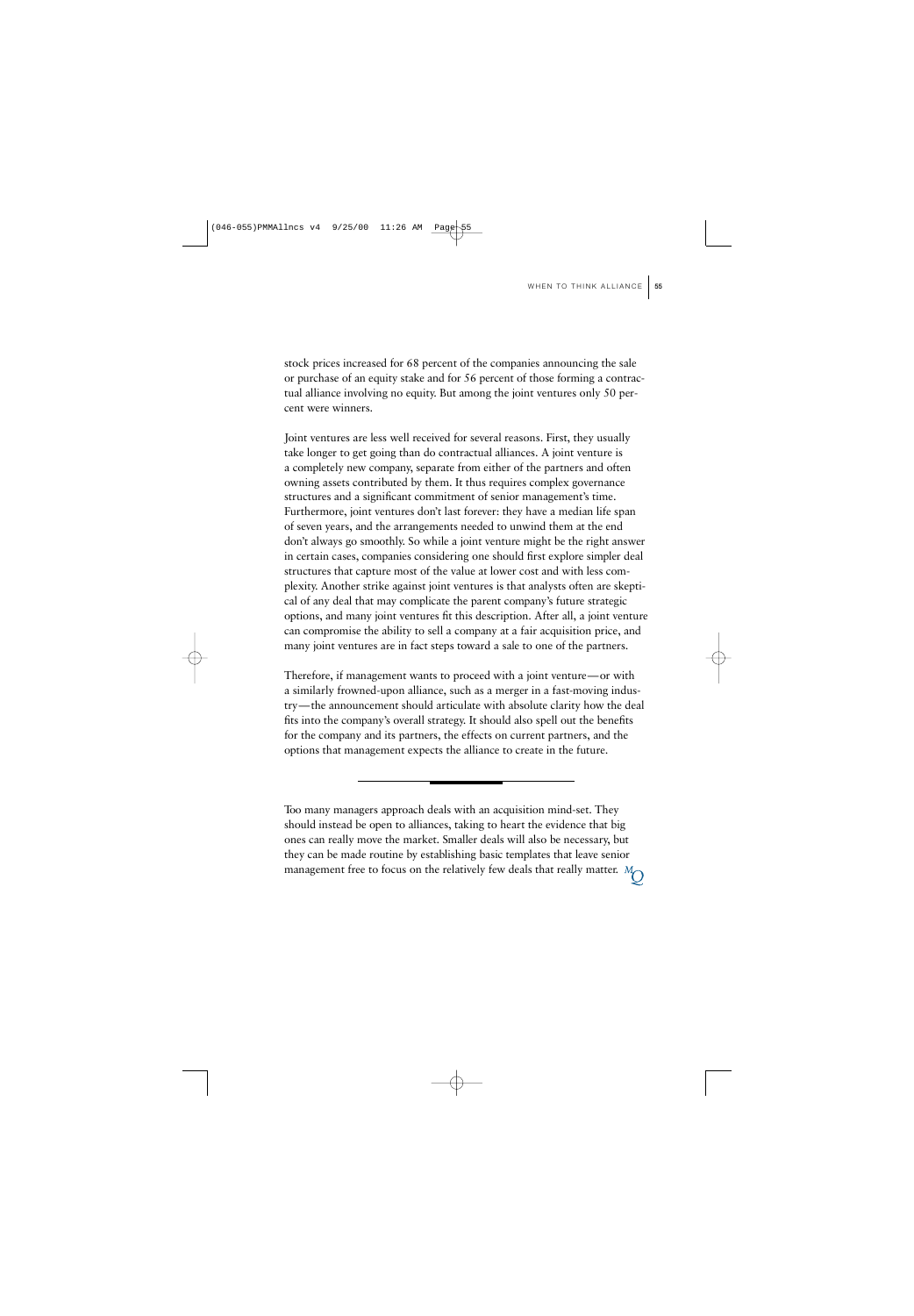stock prices increased for 68 percent of the companies announcing the sale or purchase of an equity stake and for 56 percent of those forming a contractual alliance involving no equity. But among the joint ventures only 50 percent were winners.

Joint ventures are less well received for several reasons. First, they usually take longer to get going than do contractual alliances. A joint venture is a completely new company, separate from either of the partners and often owning assets contributed by them. It thus requires complex governance structures and a significant commitment of senior management's time. Furthermore, joint ventures don't last forever: they have a median life span of seven years, and the arrangements needed to unwind them at the end don't always go smoothly. So while a joint venture might be the right answer in certain cases, companies considering one should first explore simpler deal structures that capture most of the value at lower cost and with less complexity. Another strike against joint ventures is that analysts often are skeptical of any deal that may complicate the parent company's future strategic options, and many joint ventures fit this description. After all, a joint venture can compromise the ability to sell a company at a fair acquisition price, and many joint ventures are in fact steps toward a sale to one of the partners.

Therefore, if management wants to proceed with a joint venture—or with a similarly frowned-upon alliance, such as a merger in a fast-moving industry—the announcement should articulate with absolute clarity how the deal fits into the company's overall strategy. It should also spell out the benefits for the company and its partners, the effects on current partners, and the options that management expects the alliance to create in the future.

---

Too many managers approach deals with an acquisition mind-set. They should instead be open to alliances, taking to heart the evidence that big ones can really move the market. Smaller deals will also be necessary, but they can be made routine by establishing basic templates that leave senior management free to focus on the relatively few deals that really matter.